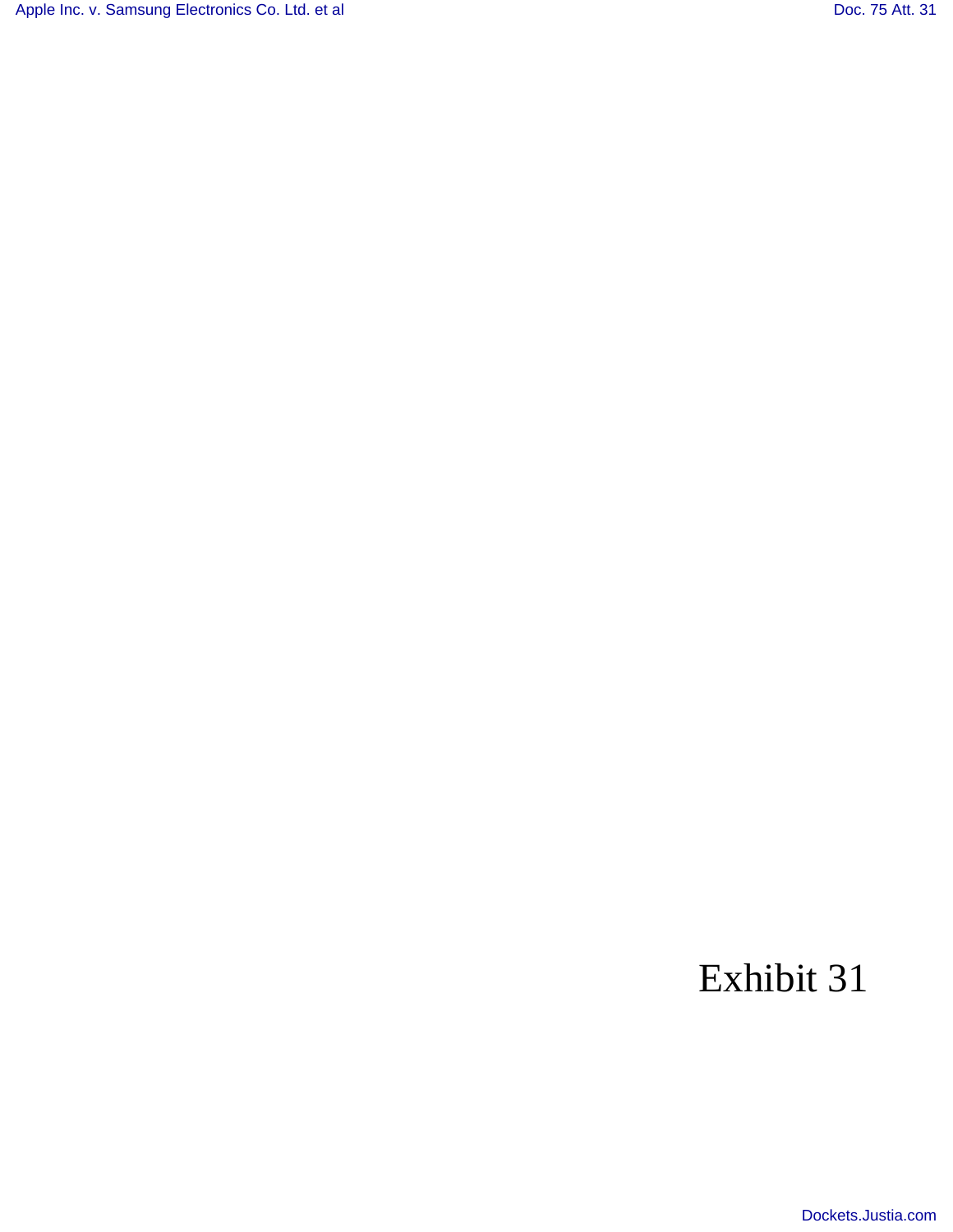Exhibit 31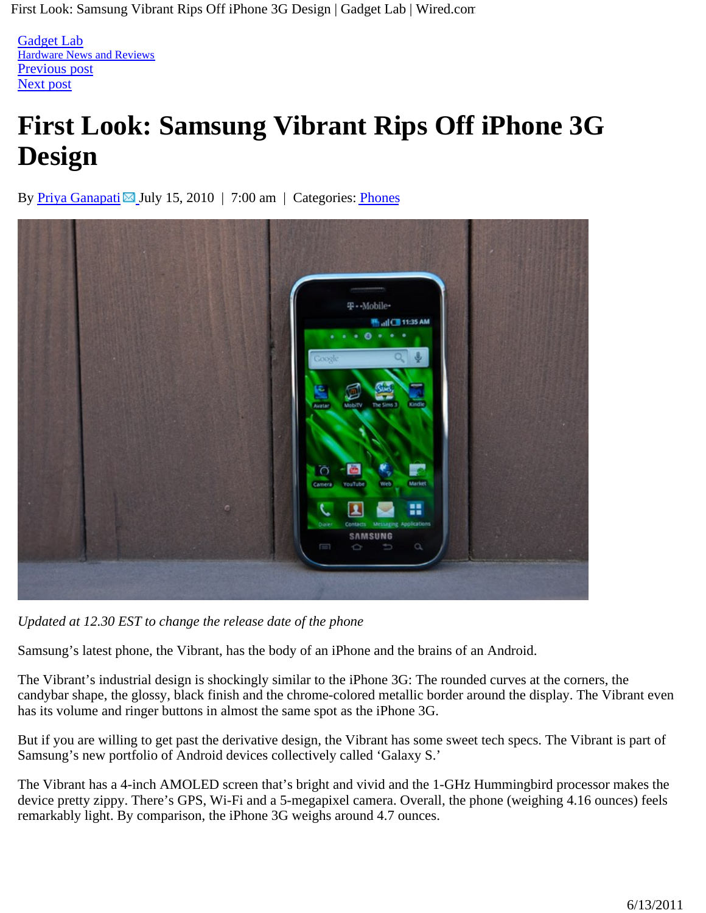[Gadget Lab](#)
[Hardware News and Reviews](#)
[Previous post](#)
[Next post](#)

# First Look: Samsung Vibrant Rips Off iPhone 3G Design

By [Priya Ganapati](#) July 15, 2010 | 7:00 am | Categories: [Phones](#)

*Updated at 12.30 EST to change the release date of the phone*

Samsung's latest phone, the Vibrant, has the body of an iPhone and the brains of an Android.

The Vibrant's industrial design is shockingly similar to the iPhone 3G: The rounded curves at the corners, the candybar shape, the glossy, black finish and the chrome-colored metallic border around the display. The Vibrant even has its volume and ringer buttons in almost the same spot as the iPhone 3G.

But if you are willing to get past the derivative design, the Vibrant has some sweet tech specs. The Vibrant is part of Samsung's new portfolio of Android devices collectively called 'Galaxy S.'

The Vibrant has a 4-inch AMOLED screen that's bright and vivid and the 1-GHz Hummingbird processor makes the device pretty zippy. There's GPS, Wi-Fi and a 5-megapixel camera. Overall, the phone (weighing 4.16 ounces) feels remarkably light. By comparison, the iPhone 3G weighs around 4.7 ounces.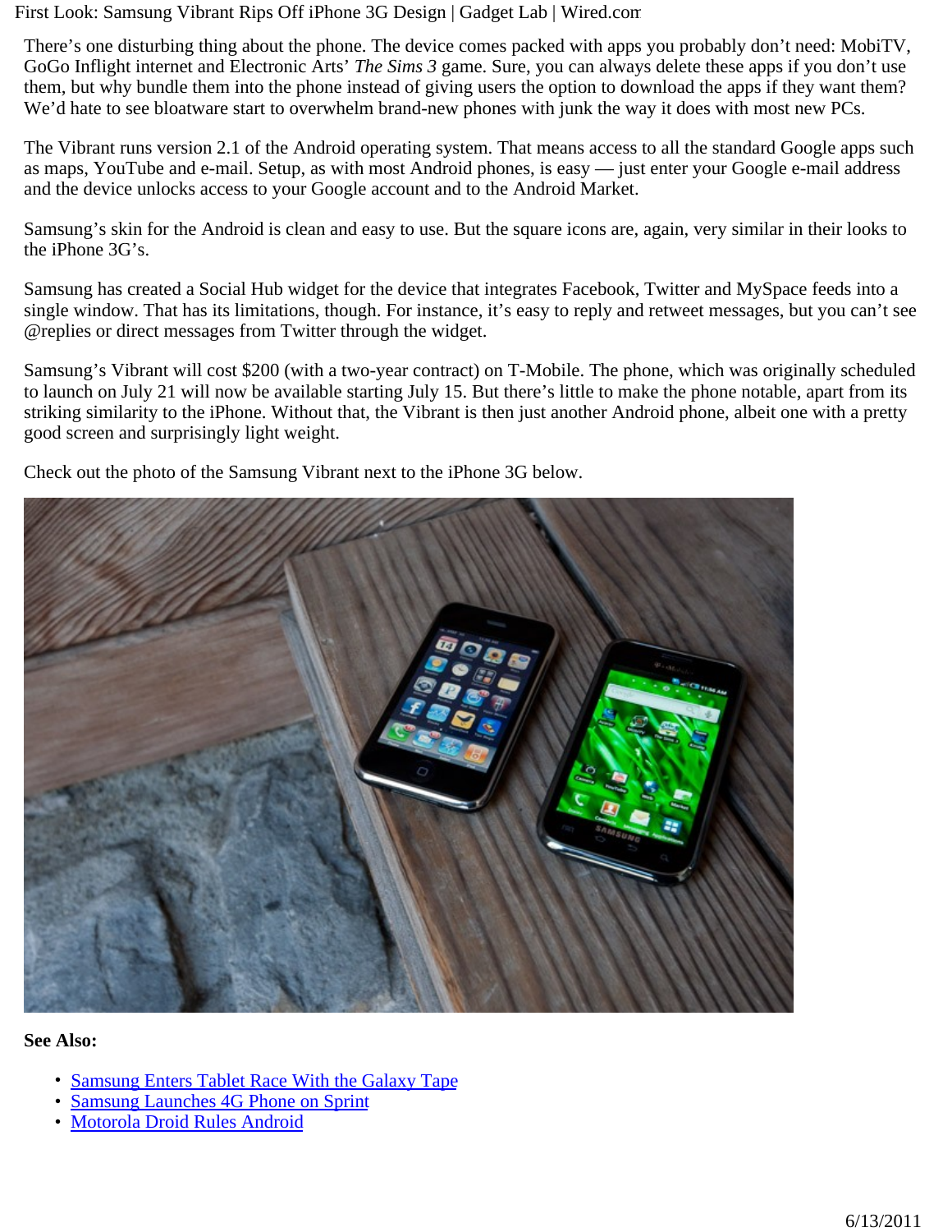There's one disturbing thing about the phone. The device comes packed with apps you probably don't need: MobiTV, GoGo Inflight internet and Electronic Arts' *The Sims 3* game. Sure, you can always delete these apps if you don't use them, but why bundle them into the phone instead of giving users the option to download the apps if they want them? We'd hate to see bloatware start to overwhelm brand-new phones with junk the way it does with most new PCs.

The Vibrant runs version 2.1 of the Android operating system. That means access to all the standard Google apps such as maps, YouTube and e-mail. Setup, as with most Android phones, is easy — just enter your Google e-mail address and the device unlocks access to your Google account and to the Android Market.

Samsung's skin for the Android is clean and easy to use. But the square icons are, again, very similar in their looks to the iPhone 3G's.

Samsung has created a Social Hub widget for the device that integrates Facebook, Twitter and MySpace feeds into a single window. That has its limitations, though. For instance, it's easy to reply and retweet messages, but you can't see @replies or direct messages from Twitter through the widget.

Samsung's Vibrant will cost $200 (with a two-year contract) on T-Mobile. The phone, which was originally scheduled to launch on July 21 will now be available starting July 15. But there's little to make the phone notable, apart from its striking similarity to the iPhone. Without that, the Vibrant is then just another Android phone, albeit one with a pretty good screen and surprisingly light weight.

Check out the photo of the Samsung Vibrant next to the iPhone 3G below.

**See Also:**

- Samsung Enters Tablet Race With the Galaxy Tape
- Samsung Launches 4G Phone on Sprint
- Motorola Droid Rules Android